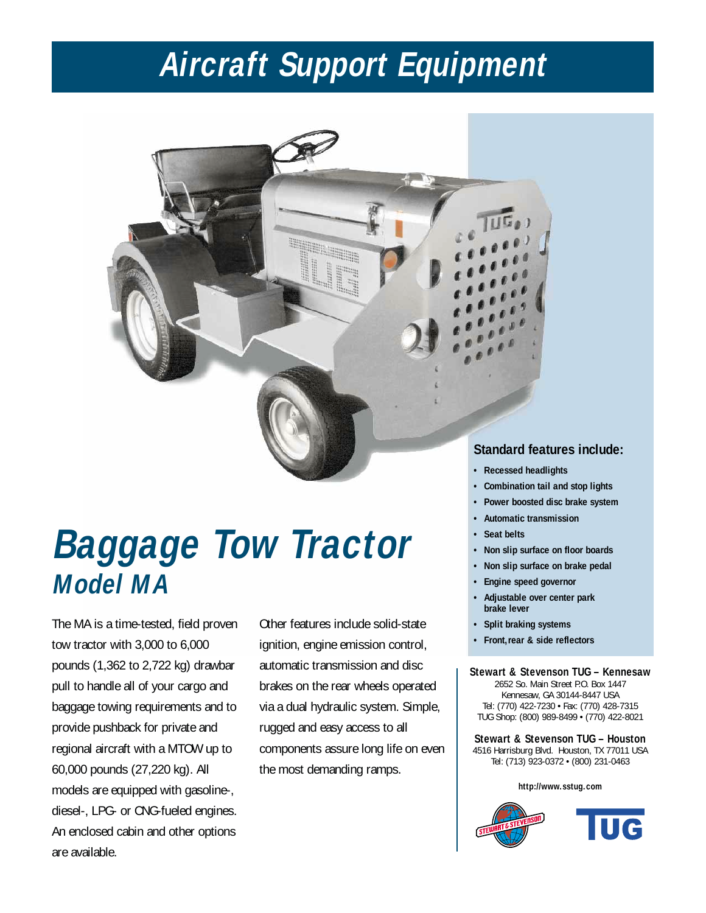# Aircraft Support Equipment

# Baggage Tow Tractor

## Model MA

The MA is a time-tested, field proven tow tractor with 3,000 to 6,000 pounds (1,362 to 2,722 kg) drawbar pull to handle all of your cargo and baggage towing requirements and to provide pushback for private and regional aircraft with a MTOW up to 60,000 pounds (27,220 kg). All models are equipped with gasoline-, diesel-, LPG- or CNG-fueled engines. An enclosed cabin and other options are available.

Other features include solid-state ignition, engine emission control, automatic transmission and disc brakes on the rear wheels operated via a dual hydraulic system. Simple, rugged and easy access to all components assure long life on even the most demanding ramps.

### Standard features include:

- **Recessed headlights**
- **Combination tail and stop lights**
- **Power boosted disc brake system**
- **Automatic transmission**
- **Seat belts**
- **Non slip surface on floor boards**
- **Non slip surface on brake pedal**
- **Engine speed governor**
- **Adjustable over center park brake lever**
- **Split braking systems**
- **Front, rear & side reflectors**

**Stewart & Stevenson TUG – Kennesaw**
2652 So. Main Street P.O. Box 1447
Kennesaw, GA 30144-8447 USA
Tel: (770) 422-7230 • Fax: (770) 428-7315
TUG Shop: (800) 989-8499 • (770) 422-8021

**Stewart & Stevenson TUG – Houston**
4516 Harrisburg Blvd. Houston, TX 77011 USA
Tel: (713) 923-0372 • (800) 231-0463

**http://www.sstug.com**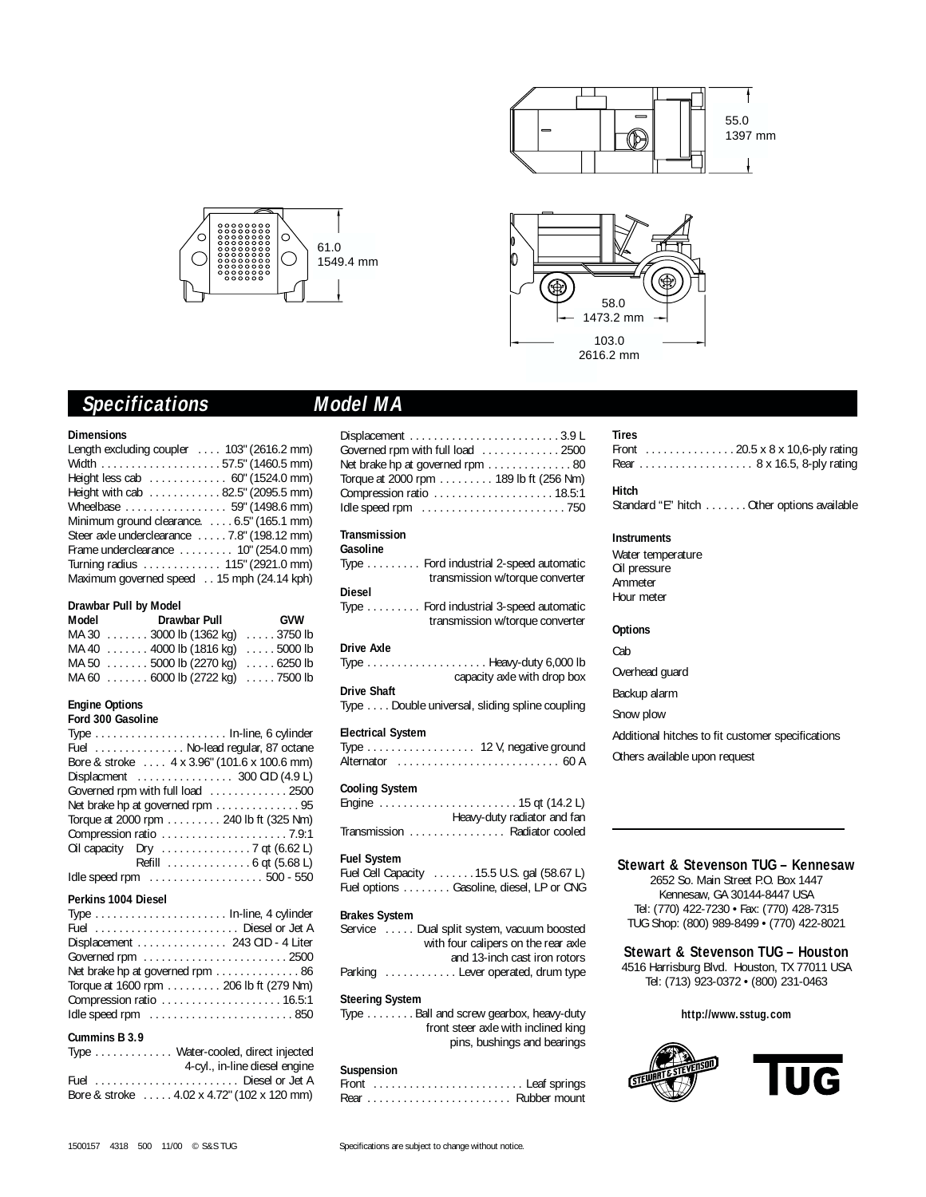55.0
1397 mm

61.0
1549.4 mm

58.0
1473.2 mm

103.0
2616.2 mm

## *Specifications* *Model MA*

**Dimensions**

Length excluding coupler .... 103" (2616.2 mm)
Width .................... 57.5" (1460.5 mm)
Height less cab ............. 60" (1524.0 mm)
Height with cab ............ 82.5" (2095.5 mm)
Wheelbase .................. 59" (1498.6 mm)
Minimum ground clearance. .... 6.5" (165.1 mm)
Steer axle underclearance ..... 7.8" (198.12 mm)
Frame underclearance ......... 10" (254.0 mm)
Turning radius ............. 115" (2921.0 mm)
Maximum governed speed .. 15 mph (24.14 kph)

**Drawbar Pull by Model**

| Model | Drawbar Pull | GVW |
|---|---|---|
| MA 30 | 3000 lb (1362 kg) | 3750 lb |
| MA 40 | 4000 lb (1816 kg) | 5000 lb |
| MA 50 | 5000 lb (2270 kg) | 6250 lb |
| MA 60 | 6000 lb (2722 kg) | 7500 lb |

**Engine Options**

**Ford 300 Gasoline**

Type ...................... In-line, 6 cylinder
Fuel ............... No-lead regular, 87 octane
Bore & stroke .... 4 x 3.96" (101.6 x 100.6 mm)
Displacment ................ 300 CID (4.9 L)
Governed rpm with full load ............. 2500
Net brake hp at governed rpm ............. 95
Torque at 2000 rpm ......... 240 lb ft (325 Nm)
Compression ratio ..................... 7.9:1
Oil capacity Dry .............. 7 qt (6.62 L)
Refill ............. 6 qt (5.68 L)
Idle speed rpm .................. 500 - 550

**Perkins 1004 Diesel**

Type ...................... In-line, 4 cylinder
Fuel ........................ Diesel or Jet A
Displacement ............... 243 CID - 4 Liter
Governed rpm ......................... 2500
Net brake hp at governed rpm .............. 86
Torque at 1600 rpm ......... 206 lb ft (279 Nm)
Compression ratio .................... 16.5:1
Idle speed rpm ........................ 850

**Cummins B 3.9**

Type ............ Water-cooled, direct injected 4-cyl., in-line diesel engine
Fuel ........................ Diesel or Jet A
Bore & stroke ..... 4.02 x 4.72" (102 x 120 mm)
Displacement ......................... 3.9 L
Governed rpm with full load ............ 2500
Net brake hp at governed rpm ............. 80
Torque at 2000 rpm ......... 189 lb ft (256 Nm)
Compression ratio ................... 18.5:1
Idle speed rpm ........................ 750

**Transmission**

**Gasoline**

Type ......... Ford industrial 2-speed automatic transmission w/torque converter

**Diesel**

Type ......... Ford industrial 3-speed automatic transmission w/torque converter

**Drive Axle**

Type .................... Heavy-duty 6,000 lb capacity axle with drop box

**Drive Shaft**

Type .... Double universal, sliding spline coupling

**Electrical System**

Type .................. 12 V, negative ground
Alternator ........................... 60 A

**Cooling System**

Engine ....................... 15 qt (14.2 L) Heavy-duty radiator and fan
Transmission ................ Radiator cooled

**Fuel System**

Fuel Cell Capacity ....... 15.5 U.S. gal (58.67 L)
Fuel options ........ Gasoline, diesel, LP or CNG

**Brakes System**

Service ..... Dual split system, vacuum boosted with four calipers on the rear axle and 13-inch cast iron rotors
Parking ............ Lever operated, drum type

**Steering System**

Type ........ Ball and screw gearbox, heavy-duty front steer axle with inclined king pins, bushings and bearings

**Suspension**

Front ......................... Leaf springs
Rear ........................ Rubber mount

**Tires**

Front ............... 20.5 x 8 x 10,6-ply rating
Rear ................... 8 x 16.5, 8-ply rating

**Hitch**

Standard "E" hitch ....... Other options available

**Instruments**

Water temperature
Oil pressure
Ammeter
Hour meter

**Options**

Cab

Overhead guard

Backup alarm

Snow plow

Additional hitches to fit customer specifications

Others available upon request

**Stewart & Stevenson TUG – Kennesaw**
2652 So. Main Street P.O. Box 1447
Kennesaw, GA 30144-8447 USA
Tel: (770) 422-7230 • Fax: (770) 428-7315
TUG Shop: (800) 989-8499 • (770) 422-8021

**Stewart & Stevenson TUG – Houston**
4516 Harrisburg Blvd. Houston, TX 77011 USA
Tel: (713) 923-0372 • (800) 231-0463

**http://www.sstug.com**

STEWART & STEVENSON

TUG

1500157 4318 500 11/00 © S&S TUG

Specifications are subject to change without notice.